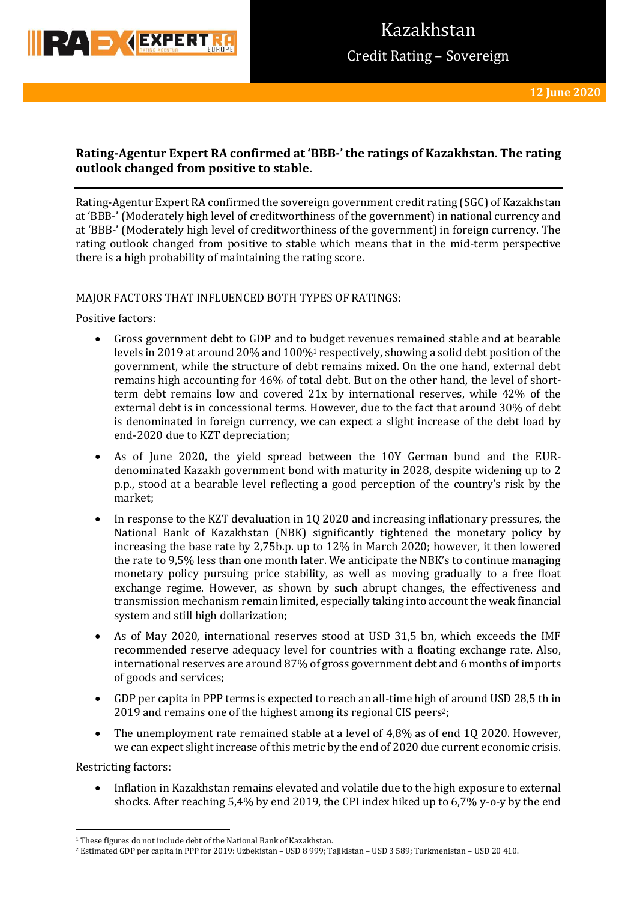# Kazakhstan

## Credit Rating – Sovereign

**12 June 2020**

**Rating-Agentur Expert RA confirmed at 'BBB-' the ratings of Kazakhstan. The rating outlook changed from positive to stable.**

Rating-Agentur Expert RA confirmed the sovereign government credit rating (SGC) of Kazakhstan at 'BBB-' (Moderately high level of creditworthiness of the government) in national currency and at 'BBB-' (Moderately high level of creditworthiness of the government) in foreign currency. The rating outlook changed from positive to stable which means that in the mid-term perspective there is a high probability of maintaining the rating score.

MAJOR FACTORS THAT INFLUENCED BOTH TYPES OF RATINGS:

Positive factors:

- Gross government debt to GDP and to budget revenues remained stable and at bearable levels in 2019 at around 20% and 100%[1] respectively, showing a solid debt position of the government, while the structure of debt remains mixed. On the one hand, external debt remains high accounting for 46% of total debt. But on the other hand, the level of short-term debt remains low and covered 21x by international reserves, while 42% of the external debt is in concessional terms. However, due to the fact that around 30% of debt is denominated in foreign currency, we can expect a slight increase of the debt load by end-2020 due to KZT depreciation;
- As of June 2020, the yield spread between the 10Y German bund and the EUR-denominated Kazakh government bond with maturity in 2028, despite widening up to 2 p.p., stood at a bearable level reflecting a good perception of the country's risk by the market;
- In response to the KZT devaluation in 1Q 2020 and increasing inflationary pressures, the National Bank of Kazakhstan (NBK) significantly tightened the monetary policy by increasing the base rate by 2,75b.p. up to 12% in March 2020; however, it then lowered the rate to 9,5% less than one month later. We anticipate the NBK's to continue managing monetary policy pursuing price stability, as well as moving gradually to a free float exchange regime. However, as shown by such abrupt changes, the effectiveness and transmission mechanism remain limited, especially taking into account the weak financial system and still high dollarization;
- As of May 2020, international reserves stood at USD 31,5 bn, which exceeds the IMF recommended reserve adequacy level for countries with a floating exchange rate. Also, international reserves are around 87% of gross government debt and 6 months of imports of goods and services;
- GDP per capita in PPP terms is expected to reach an all-time high of around USD 28,5 th in 2019 and remains one of the highest among its regional CIS peers[2];
- The unemployment rate remained stable at a level of 4,8% as of end 1Q 2020. However, we can expect slight increase of this metric by the end of 2020 due current economic crisis.

Restricting factors:

- Inflation in Kazakhstan remains elevated and volatile due to the high exposure to external shocks. After reaching 5,4% by end 2019, the CPI index hiked up to 6,7% y-o-y by the end

---

[1] These figures do not include debt of the National Bank of Kazakhstan.

[2] Estimated GDP per capita in PPP for 2019: Uzbekistan – USD 8 999; Tajikistan – USD 3 589; Turkmenistan – USD 20 410.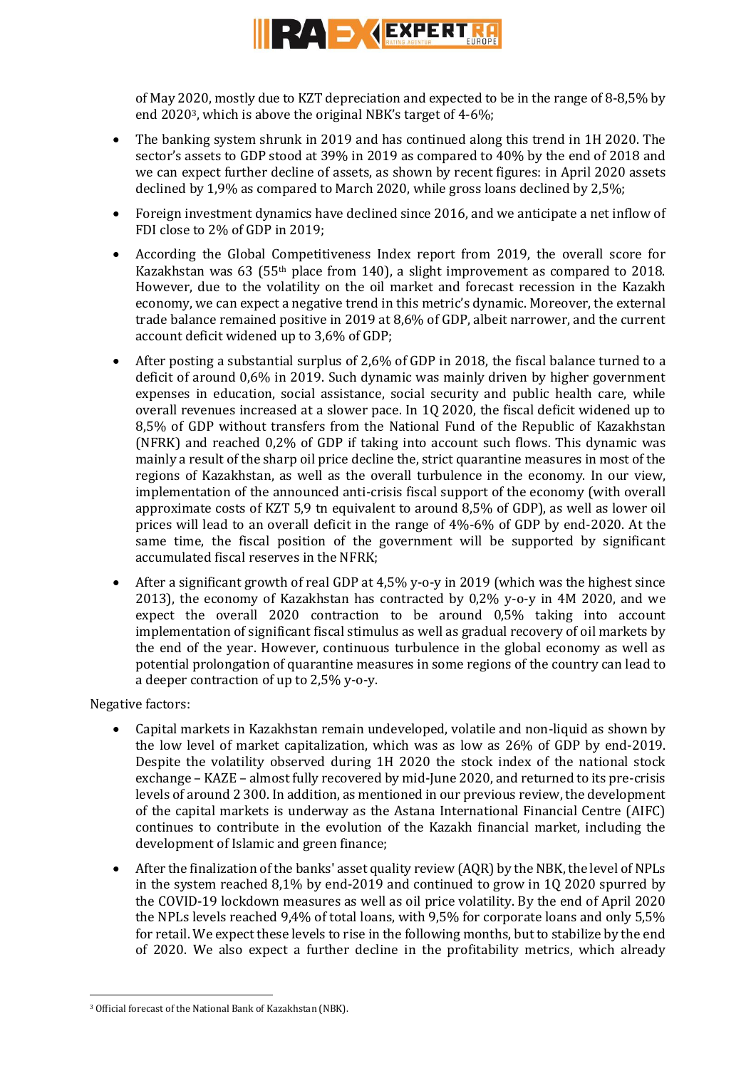of May 2020, mostly due to KZT depreciation and expected to be in the range of 8-8,5% by end 2020[3], which is above the original NBK's target of 4-6%;

- The banking system shrunk in 2019 and has continued along this trend in 1H 2020. The sector's assets to GDP stood at 39% in 2019 as compared to 40% by the end of 2018 and we can expect further decline of assets, as shown by recent figures: in April 2020 assets declined by 1,9% as compared to March 2020, while gross loans declined by 2,5%;
- Foreign investment dynamics have declined since 2016, and we anticipate a net inflow of FDI close to 2% of GDP in 2019;
- According the Global Competitiveness Index report from 2019, the overall score for Kazakhstan was 63 (55th place from 140), a slight improvement as compared to 2018. However, due to the volatility on the oil market and forecast recession in the Kazakh economy, we can expect a negative trend in this metric's dynamic. Moreover, the external trade balance remained positive in 2019 at 8,6% of GDP, albeit narrower, and the current account deficit widened up to 3,6% of GDP;
- After posting a substantial surplus of 2,6% of GDP in 2018, the fiscal balance turned to a deficit of around 0,6% in 2019. Such dynamic was mainly driven by higher government expenses in education, social assistance, social security and public health care, while overall revenues increased at a slower pace. In 1Q 2020, the fiscal deficit widened up to 8,5% of GDP without transfers from the National Fund of the Republic of Kazakhstan (NFRK) and reached 0,2% of GDP if taking into account such flows. This dynamic was mainly a result of the sharp oil price decline the, strict quarantine measures in most of the regions of Kazakhstan, as well as the overall turbulence in the economy. In our view, implementation of the announced anti-crisis fiscal support of the economy (with overall approximate costs of KZT 5,9 tn equivalent to around 8,5% of GDP), as well as lower oil prices will lead to an overall deficit in the range of 4%-6% of GDP by end-2020. At the same time, the fiscal position of the government will be supported by significant accumulated fiscal reserves in the NFRK;
- After a significant growth of real GDP at 4,5% y-o-y in 2019 (which was the highest since 2013), the economy of Kazakhstan has contracted by 0,2% y-o-y in 4M 2020, and we expect the overall 2020 contraction to be around 0,5% taking into account implementation of significant fiscal stimulus as well as gradual recovery of oil markets by the end of the year. However, continuous turbulence in the global economy as well as potential prolongation of quarantine measures in some regions of the country can lead to a deeper contraction of up to 2,5% y-o-y.

Negative factors:

- Capital markets in Kazakhstan remain undeveloped, volatile and non-liquid as shown by the low level of market capitalization, which was as low as 26% of GDP by end-2019. Despite the volatility observed during 1H 2020 the stock index of the national stock exchange – KAZE – almost fully recovered by mid-June 2020, and returned to its pre-crisis levels of around 2 300. In addition, as mentioned in our previous review, the development of the capital markets is underway as the Astana International Financial Centre (AIFC) continues to contribute in the evolution of the Kazakh financial market, including the development of Islamic and green finance;
- After the finalization of the banks' asset quality review (AQR) by the NBK, the level of NPLs in the system reached 8,1% by end-2019 and continued to grow in 1Q 2020 spurred by the COVID-19 lockdown measures as well as oil price volatility. By the end of April 2020 the NPLs levels reached 9,4% of total loans, with 9,5% for corporate loans and only 5,5% for retail. We expect these levels to rise in the following months, but to stabilize by the end of 2020. We also expect a further decline in the profitability metrics, which already

[3] Official forecast of the National Bank of Kazakhstan (NBK).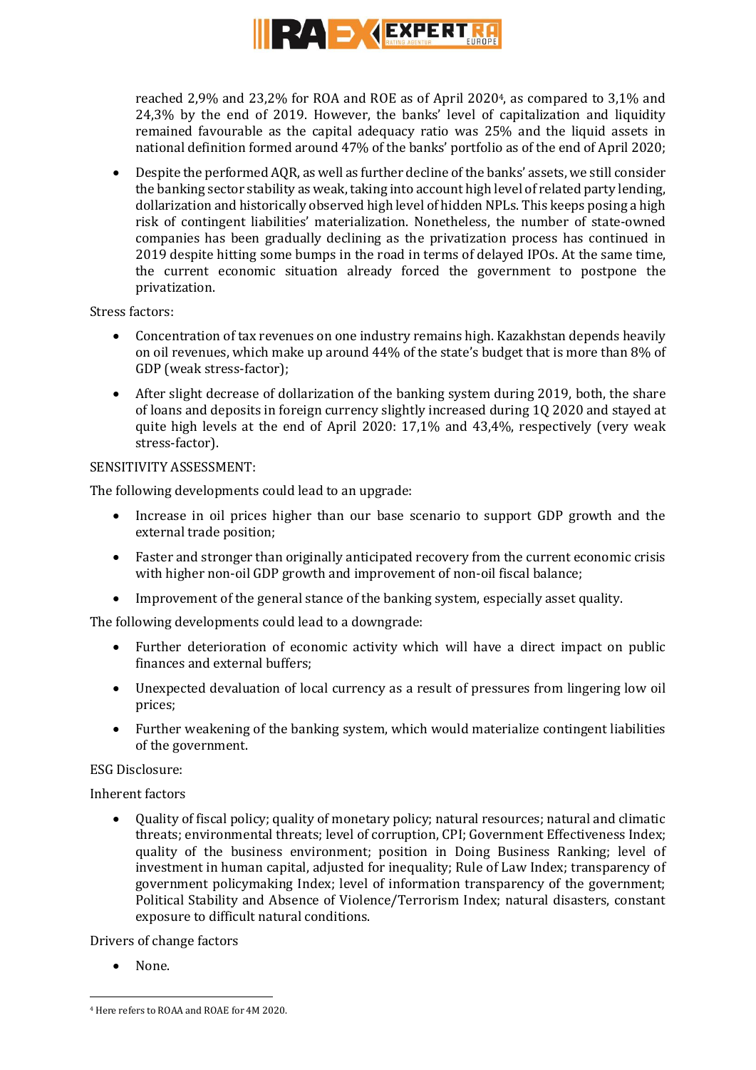reached 2,9% and 23,2% for ROA and ROE as of April 2020[4], as compared to 3,1% and 24,3% by the end of 2019. However, the banks' level of capitalization and liquidity remained favourable as the capital adequacy ratio was 25% and the liquid assets in national definition formed around 47% of the banks' portfolio as of the end of April 2020;

- Despite the performed AQR, as well as further decline of the banks' assets, we still consider the banking sector stability as weak, taking into account high level of related party lending, dollarization and historically observed high level of hidden NPLs. This keeps posing a high risk of contingent liabilities' materialization. Nonetheless, the number of state-owned companies has been gradually declining as the privatization process has continued in 2019 despite hitting some bumps in the road in terms of delayed IPOs. At the same time, the current economic situation already forced the government to postpone the privatization.

Stress factors:

- Concentration of tax revenues on one industry remains high. Kazakhstan depends heavily on oil revenues, which make up around 44% of the state's budget that is more than 8% of GDP (weak stress-factor);
- After slight decrease of dollarization of the banking system during 2019, both, the share of loans and deposits in foreign currency slightly increased during 1Q 2020 and stayed at quite high levels at the end of April 2020: 17,1% and 43,4%, respectively (very weak stress-factor).

SENSITIVITY ASSESSMENT:

The following developments could lead to an upgrade:

- Increase in oil prices higher than our base scenario to support GDP growth and the external trade position;
- Faster and stronger than originally anticipated recovery from the current economic crisis with higher non-oil GDP growth and improvement of non-oil fiscal balance;
- Improvement of the general stance of the banking system, especially asset quality.

The following developments could lead to a downgrade:

- Further deterioration of economic activity which will have a direct impact on public finances and external buffers;
- Unexpected devaluation of local currency as a result of pressures from lingering low oil prices;
- Further weakening of the banking system, which would materialize contingent liabilities of the government.

ESG Disclosure:

Inherent factors

- Quality of fiscal policy; quality of monetary policy; natural resources; natural and climatic threats; environmental threats; level of corruption, CPI; Government Effectiveness Index; quality of the business environment; position in Doing Business Ranking; level of investment in human capital, adjusted for inequality; Rule of Law Index; transparency of government policymaking Index; level of information transparency of the government; Political Stability and Absence of Violence/Terrorism Index; natural disasters, constant exposure to difficult natural conditions.

Drivers of change factors

- None.

[4] Here refers to ROAA and ROAE for 4M 2020.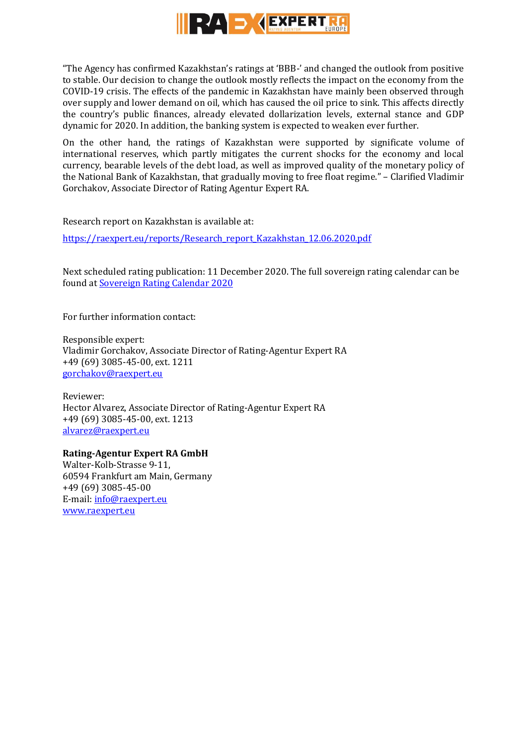"The Agency has confirmed Kazakhstan's ratings at 'BBB-' and changed the outlook from positive to stable. Our decision to change the outlook mostly reflects the impact on the economy from the COVID-19 crisis. The effects of the pandemic in Kazakhstan have mainly been observed through over supply and lower demand on oil, which has caused the oil price to sink. This affects directly the country's public finances, already elevated dollarization levels, external stance and GDP dynamic for 2020. In addition, the banking system is expected to weaken ever further.

On the other hand, the ratings of Kazakhstan were supported by significate volume of international reserves, which partly mitigates the current shocks for the economy and local currency, bearable levels of the debt load, as well as improved quality of the monetary policy of the National Bank of Kazakhstan, that gradually moving to free float regime." – Clarified Vladimir Gorchakov, Associate Director of Rating Agentur Expert RA.

Research report on Kazakhstan is available at:

https://raexpert.eu/reports/Research_report_Kazakhstan_12.06.2020.pdf

Next scheduled rating publication: 11 December 2020. The full sovereign rating calendar can be found at Sovereign Rating Calendar 2020

For further information contact:

Responsible expert:
Vladimir Gorchakov, Associate Director of Rating-Agentur Expert RA
+49 (69) 3085-45-00, ext. 1211
gorchakov@raexpert.eu

Reviewer:
Hector Alvarez, Associate Director of Rating-Agentur Expert RA
+49 (69) 3085-45-00, ext. 1213
alvarez@raexpert.eu

**Rating-Agentur Expert RA GmbH**
Walter-Kolb-Strasse 9-11,
60594 Frankfurt am Main, Germany
+49 (69) 3085-45-00
E-mail: info@raexpert.eu
www.raexpert.eu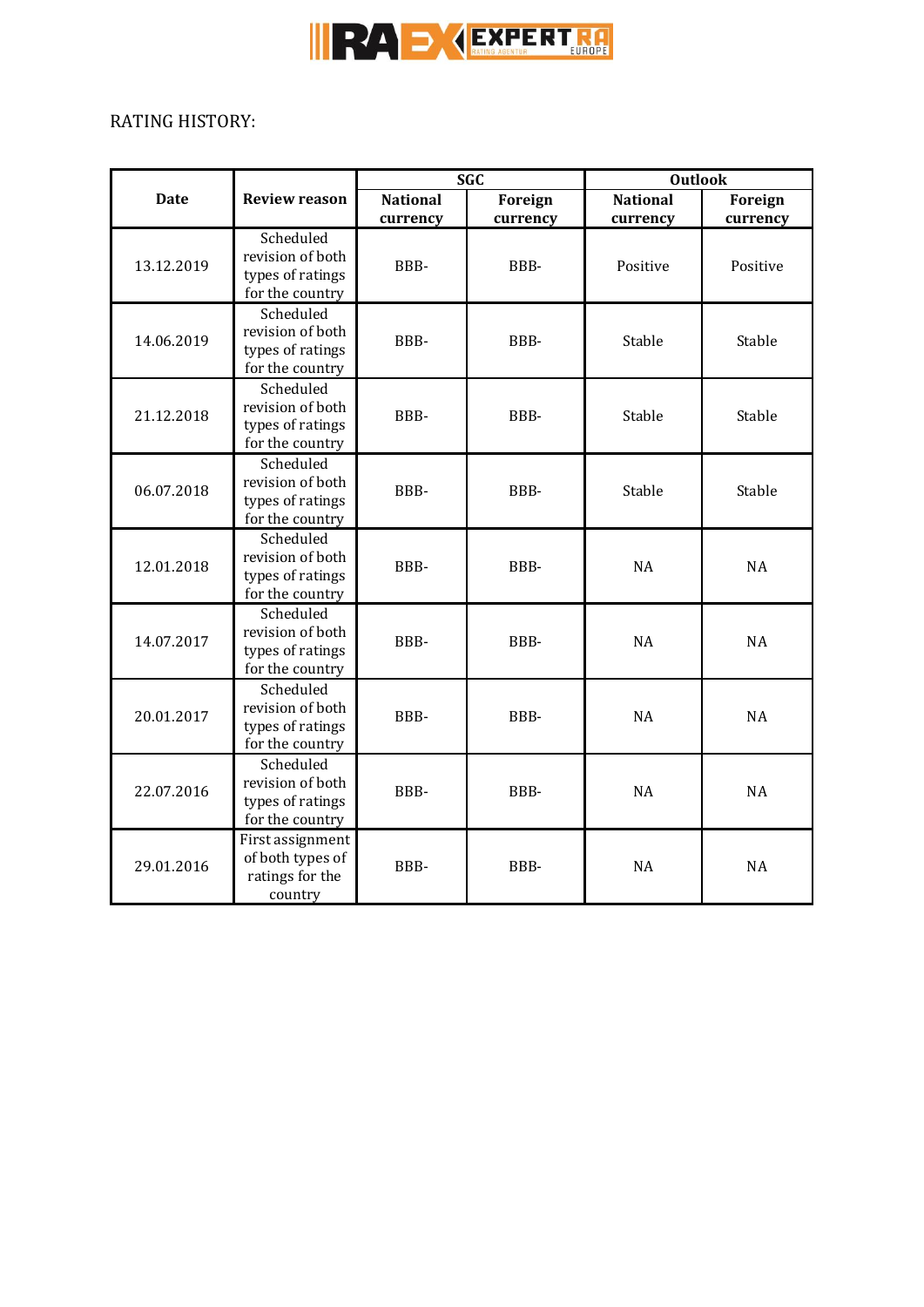RATING HISTORY:

| Date | Review reason | SGC | | Outlook | |
|---|---|---|---|---|---|
| | | National currency | Foreign currency | National currency | Foreign currency |
| 13.12.2019 | Scheduled revision of both types of ratings for the country | BBB- | BBB- | Positive | Positive |
| 14.06.2019 | Scheduled revision of both types of ratings for the country | BBB- | BBB- | Stable | Stable |
| 21.12.2018 | Scheduled revision of both types of ratings for the country | BBB- | BBB- | Stable | Stable |
| 06.07.2018 | Scheduled revision of both types of ratings for the country | BBB- | BBB- | Stable | Stable |
| 12.01.2018 | Scheduled revision of both types of ratings for the country | BBB- | BBB- | NA | NA |
| 14.07.2017 | Scheduled revision of both types of ratings for the country | BBB- | BBB- | NA | NA |
| 20.01.2017 | Scheduled revision of both types of ratings for the country | BBB- | BBB- | NA | NA |
| 22.07.2016 | Scheduled revision of both types of ratings for the country | BBB- | BBB- | NA | NA |
| 29.01.2016 | First assignment of both types of ratings for the country | BBB- | BBB- | NA | NA |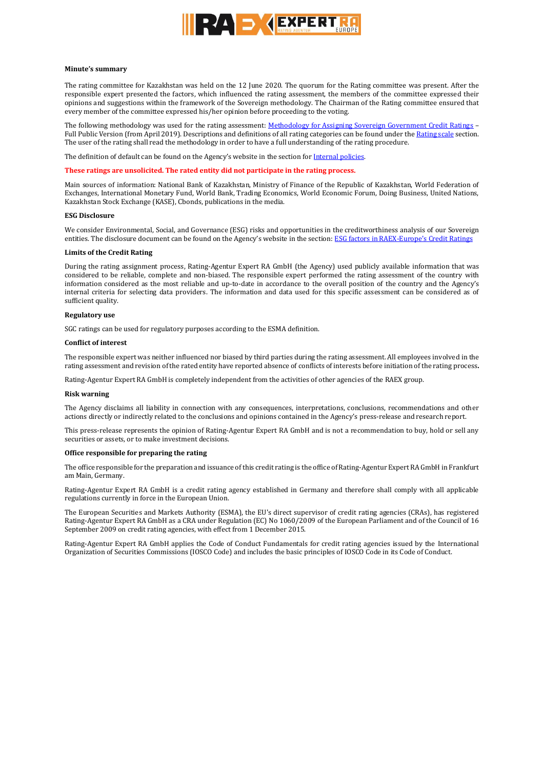**Minute's summary**

The rating committee for Kazakhstan was held on the 12 June 2020. The quorum for the Rating committee was present. After the responsible expert presented the factors, which influenced the rating assessment, the members of the committee expressed their opinions and suggestions within the framework of the Sovereign methodology. The Chairman of the Rating committee ensured that every member of the committee expressed his/her opinion before proceeding to the voting.

The following methodology was used for the rating assessment: Methodology for Assigning Sovereign Government Credit Ratings – Full Public Version (from April 2019). Descriptions and definitions of all rating categories can be found under the Rating scale section. The user of the rating shall read the methodology in order to have a full understanding of the rating procedure.

The definition of default can be found on the Agency's website in the section for Internal policies.

**These ratings are unsolicited. The rated entity did not participate in the rating process.**

Main sources of information: National Bank of Kazakhstan, Ministry of Finance of the Republic of Kazakhstan, World Federation of Exchanges, International Monetary Fund, World Bank, Trading Economics, World Economic Forum, Doing Business, United Nations, Kazakhstan Stock Exchange (KASE), Cbonds, publications in the media.

**ESG Disclosure**

We consider Environmental, Social, and Governance (ESG) risks and opportunities in the creditworthiness analysis of our Sovereign entities. The disclosure document can be found on the Agency's website in the section: ESG factors in RAEX-Europe's Credit Ratings

**Limits of the Credit Rating**

During the rating assignment process, Rating-Agentur Expert RA GmbH (the Agency) used publicly available information that was considered to be reliable, complete and non-biased. The responsible expert performed the rating assessment of the country with information considered as the most reliable and up-to-date in accordance to the overall position of the country and the Agency's internal criteria for selecting data providers. The information and data used for this specific assessment can be considered as of sufficient quality.

**Regulatory use**

SGC ratings can be used for regulatory purposes according to the ESMA definition.

**Conflict of interest**

The responsible expert was neither influenced nor biased by third parties during the rating assessment. All employees involved in the rating assessment and revision of the rated entity have reported absence of conflicts of interests before initiation of the rating process.

Rating-Agentur Expert RA GmbH is completely independent from the activities of other agencies of the RAEX group.

**Risk warning**

The Agency disclaims all liability in connection with any consequences, interpretations, conclusions, recommendations and other actions directly or indirectly related to the conclusions and opinions contained in the Agency's press-release and research report.

This press-release represents the opinion of Rating-Agentur Expert RA GmbH and is not a recommendation to buy, hold or sell any securities or assets, or to make investment decisions.

**Office responsible for preparing the rating**

The office responsible for the preparation and issuance of this credit rating is the office of Rating-Agentur Expert RA GmbH in Frankfurt am Main, Germany.

Rating-Agentur Expert RA GmbH is a credit rating agency established in Germany and therefore shall comply with all applicable regulations currently in force in the European Union.

The European Securities and Markets Authority (ESMA), the EU's direct supervisor of credit rating agencies (CRAs), has registered Rating-Agentur Expert RA GmbH as a CRA under Regulation (EC) No 1060/2009 of the European Parliament and of the Council of 16 September 2009 on credit rating agencies, with effect from 1 December 2015.

Rating-Agentur Expert RA GmbH applies the Code of Conduct Fundamentals for credit rating agencies issued by the International Organization of Securities Commissions (IOSCO Code) and includes the basic principles of IOSCO Code in its Code of Conduct.